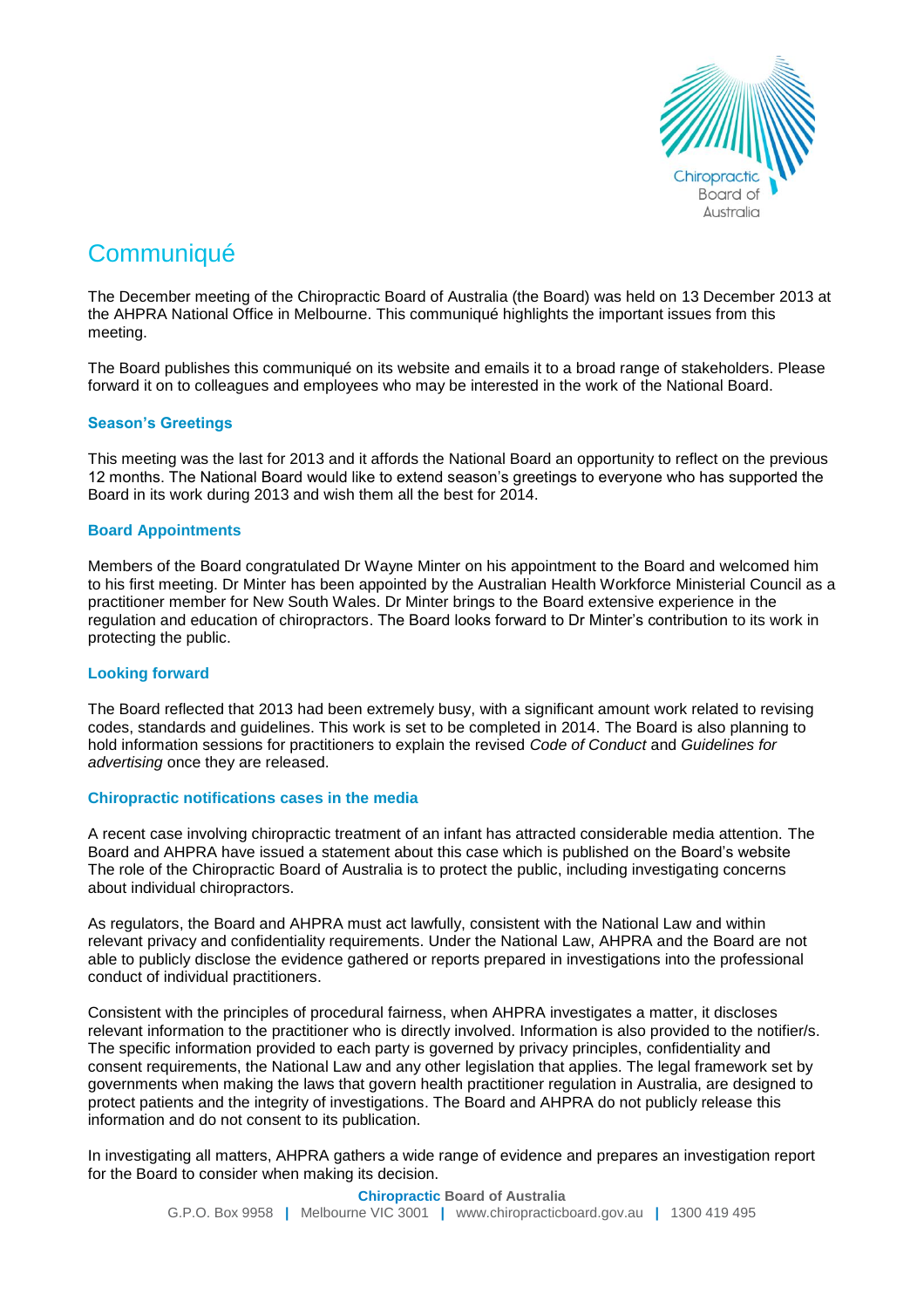# Communiqué

The December meeting of the Chiropractic Board of Australia (the Board) was held on 13 December 2013 at the AHPRA National Office in Melbourne. This communiqué highlights the important issues from this meeting.

The Board publishes this communiqué on its website and emails it to a broad range of stakeholders. Please forward it on to colleagues and employees who may be interested in the work of the National Board.

## Season's Greetings

This meeting was the last for 2013 and it affords the National Board an opportunity to reflect on the previous 12 months. The National Board would like to extend season's greetings to everyone who has supported the Board in its work during 2013 and wish them all the best for 2014.

## Board Appointments

Members of the Board congratulated Dr Wayne Minter on his appointment to the Board and welcomed him to his first meeting. Dr Minter has been appointed by the Australian Health Workforce Ministerial Council as a practitioner member for New South Wales. Dr Minter brings to the Board extensive experience in the regulation and education of chiropractors. The Board looks forward to Dr Minter's contribution to its work in protecting the public.

## Looking forward

The Board reflected that 2013 had been extremely busy, with a significant amount work related to revising codes, standards and guidelines. This work is set to be completed in 2014. The Board is also planning to hold information sessions for practitioners to explain the revised *Code of Conduct* and *Guidelines for advertising* once they are released.

## Chiropractic notifications cases in the media

A recent case involving chiropractic treatment of an infant has attracted considerable media attention. The Board and AHPRA have issued a statement about this case which is published on the Board's website The role of the Chiropractic Board of Australia is to protect the public, including investigating concerns about individual chiropractors.

As regulators, the Board and AHPRA must act lawfully, consistent with the National Law and within relevant privacy and confidentiality requirements. Under the National Law, AHPRA and the Board are not able to publicly disclose the evidence gathered or reports prepared in investigations into the professional conduct of individual practitioners.

Consistent with the principles of procedural fairness, when AHPRA investigates a matter, it discloses relevant information to the practitioner who is directly involved. Information is also provided to the notifier/s. The specific information provided to each party is governed by privacy principles, confidentiality and consent requirements, the National Law and any other legislation that applies. The legal framework set by governments when making the laws that govern health practitioner regulation in Australia, are designed to protect patients and the integrity of investigations. The Board and AHPRA do not publicly release this information and do not consent to its publication.

In investigating all matters, AHPRA gathers a wide range of evidence and prepares an investigation report for the Board to consider when making its decision.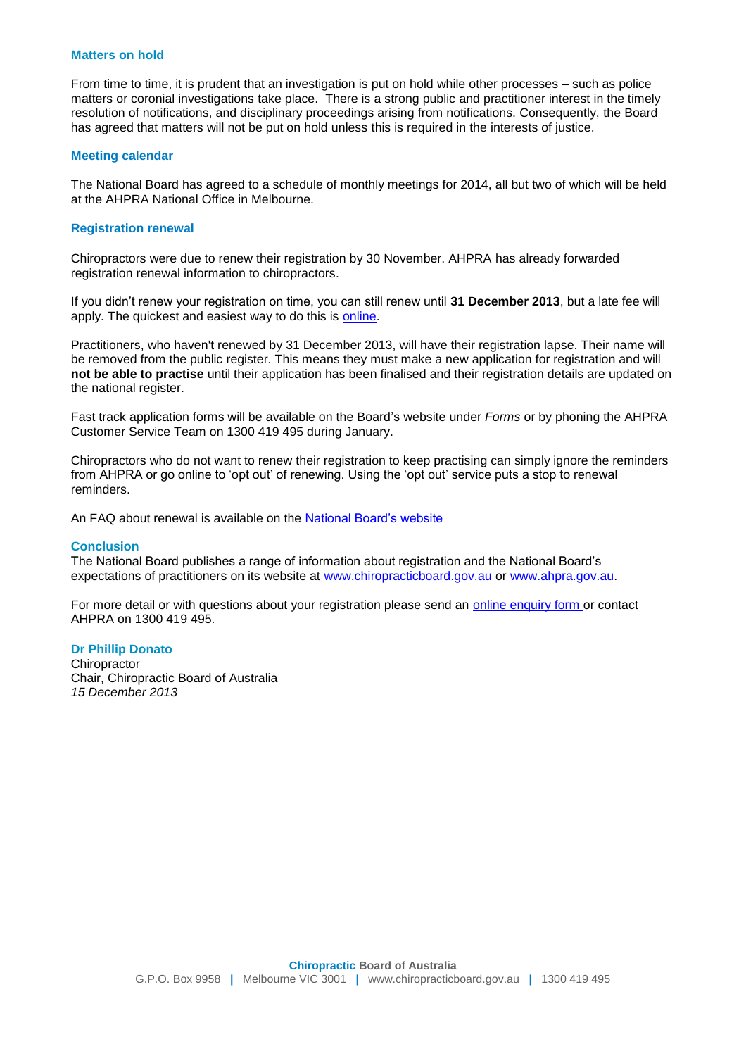### Matters on hold

From time to time, it is prudent that an investigation is put on hold while other processes – such as police matters or coronial investigations take place. There is a strong public and practitioner interest in the timely resolution of notifications, and disciplinary proceedings arising from notifications. Consequently, the Board has agreed that matters will not be put on hold unless this is required in the interests of justice.

### Meeting calendar

The National Board has agreed to a schedule of monthly meetings for 2014, all but two of which will be held at the AHPRA National Office in Melbourne.

### Registration renewal

Chiropractors were due to renew their registration by 30 November. AHPRA has already forwarded registration renewal information to chiropractors.

If you didn't renew your registration on time, you can still renew until **31 December 2013**, but a late fee will apply. The quickest and easiest way to do this is online.

Practitioners, who haven't renewed by 31 December 2013, will have their registration lapse. Their name will be removed from the public register. This means they must make a new application for registration and will **not be able to practise** until their application has been finalised and their registration details are updated on the national register.

Fast track application forms will be available on the Board's website under *Forms* or by phoning the AHPRA Customer Service Team on 1300 419 495 during January.

Chiropractors who do not want to renew their registration to keep practising can simply ignore the reminders from AHPRA or go online to 'opt out' of renewing. Using the 'opt out' service puts a stop to renewal reminders.

An FAQ about renewal is available on the National Board's website

### Conclusion

The National Board publishes a range of information about registration and the National Board's expectations of practitioners on its website at www.chiropracticboard.gov.au or www.ahpra.gov.au.

For more detail or with questions about your registration please send an online enquiry form or contact AHPRA on 1300 419 495.

**Dr Phillip Donato**
Chiropractor
Chair, Chiropractic Board of Australia
*15 December 2013*